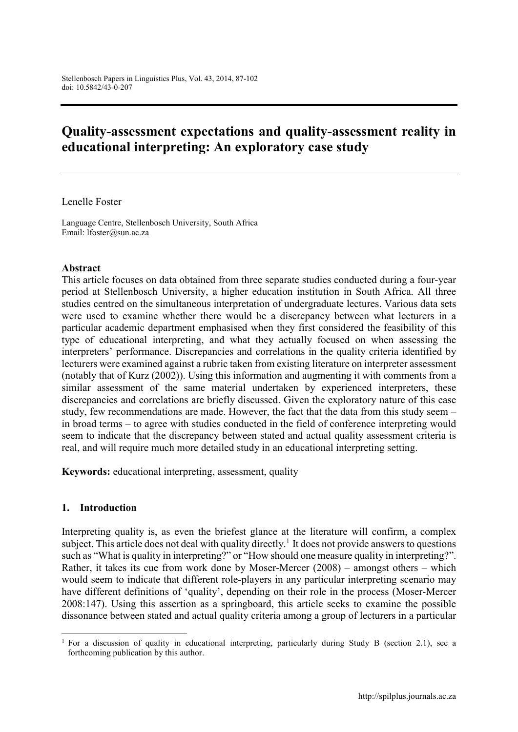# Quality-assessment expectations and quality-assessment reality in educational interpreting: An exploratory case study

Lenelle Foster

Language Centre, Stellenbosch University, South Africa
Email: lfoster@sun.ac.za

**Abstract**

This article focuses on data obtained from three separate studies conducted during a four-year period at Stellenbosch University, a higher education institution in South Africa. All three studies centred on the simultaneous interpretation of undergraduate lectures. Various data sets were used to examine whether there would be a discrepancy between what lecturers in a particular academic department emphasised when they first considered the feasibility of this type of educational interpreting, and what they actually focused on when assessing the interpreters' performance. Discrepancies and correlations in the quality criteria identified by lecturers were examined against a rubric taken from existing literature on interpreter assessment (notably that of Kurz (2002)). Using this information and augmenting it with comments from a similar assessment of the same material undertaken by experienced interpreters, these discrepancies and correlations are briefly discussed. Given the exploratory nature of this case study, few recommendations are made. However, the fact that the data from this study seem – in broad terms – to agree with studies conducted in the field of conference interpreting would seem to indicate that the discrepancy between stated and actual quality assessment criteria is real, and will require much more detailed study in an educational interpreting setting.

**Keywords:** educational interpreting, assessment, quality

## 1. Introduction

Interpreting quality is, as even the briefest glance at the literature will confirm, a complex subject. This article does not deal with quality directly.[1] It does not provide answers to questions such as "What is quality in interpreting?" or "How should one measure quality in interpreting?". Rather, it takes its cue from work done by Moser-Mercer (2008) – amongst others – which would seem to indicate that different role-players in any particular interpreting scenario may have different definitions of 'quality', depending on their role in the process (Moser-Mercer 2008:147). Using this assertion as a springboard, this article seeks to examine the possible dissonance between stated and actual quality criteria among a group of lecturers in a particular

[1] For a discussion of quality in educational interpreting, particularly during Study B (section 2.1), see a forthcoming publication by this author.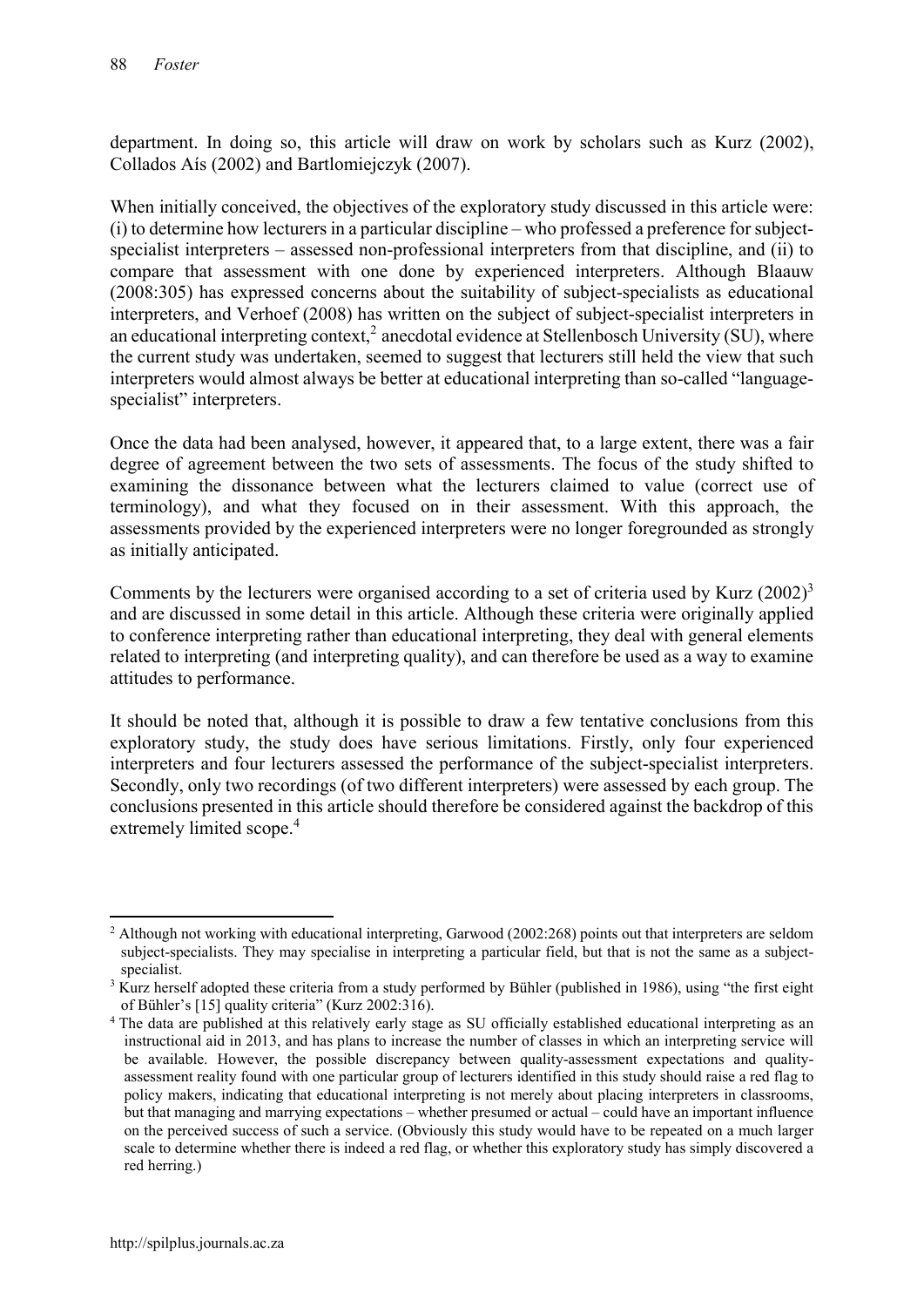department. In doing so, this article will draw on work by scholars such as Kurz (2002), Collados Aís (2002) and Bartlomiejczyk (2007).

When initially conceived, the objectives of the exploratory study discussed in this article were: (i) to determine how lecturers in a particular discipline – who professed a preference for subject-specialist interpreters – assessed non-professional interpreters from that discipline, and (ii) to compare that assessment with one done by experienced interpreters. Although Blaauw (2008:305) has expressed concerns about the suitability of subject-specialists as educational interpreters, and Verhoef (2008) has written on the subject of subject-specialist interpreters in an educational interpreting context,[2] anecdotal evidence at Stellenbosch University (SU), where the current study was undertaken, seemed to suggest that lecturers still held the view that such interpreters would almost always be better at educational interpreting than so-called "language-specialist" interpreters.

Once the data had been analysed, however, it appeared that, to a large extent, there was a fair degree of agreement between the two sets of assessments. The focus of the study shifted to examining the dissonance between what the lecturers claimed to value (correct use of terminology), and what they focused on in their assessment. With this approach, the assessments provided by the experienced interpreters were no longer foregrounded as strongly as initially anticipated.

Comments by the lecturers were organised according to a set of criteria used by Kurz (2002)[3] and are discussed in some detail in this article. Although these criteria were originally applied to conference interpreting rather than educational interpreting, they deal with general elements related to interpreting (and interpreting quality), and can therefore be used as a way to examine attitudes to performance.

It should be noted that, although it is possible to draw a few tentative conclusions from this exploratory study, the study does have serious limitations. Firstly, only four experienced interpreters and four lecturers assessed the performance of the subject-specialist interpreters. Secondly, only two recordings (of two different interpreters) were assessed by each group. The conclusions presented in this article should therefore be considered against the backdrop of this extremely limited scope.[4]

---

[2] Although not working with educational interpreting, Garwood (2002:268) points out that interpreters are seldom subject-specialists. They may specialise in interpreting a particular field, but that is not the same as a subject-specialist.

[3] Kurz herself adopted these criteria from a study performed by Bühler (published in 1986), using "the first eight of Bühler's [15] quality criteria" (Kurz 2002:316).

[4] The data are published at this relatively early stage as SU officially established educational interpreting as an instructional aid in 2013, and has plans to increase the number of classes in which an interpreting service will be available. However, the possible discrepancy between quality-assessment expectations and quality-assessment reality found with one particular group of lecturers identified in this study should raise a red flag to policy makers, indicating that educational interpreting is not merely about placing interpreters in classrooms, but that managing and marrying expectations – whether presumed or actual – could have an important influence on the perceived success of such a service. (Obviously this study would have to be repeated on a much larger scale to determine whether there is indeed a red flag, or whether this exploratory study has simply discovered a red herring.)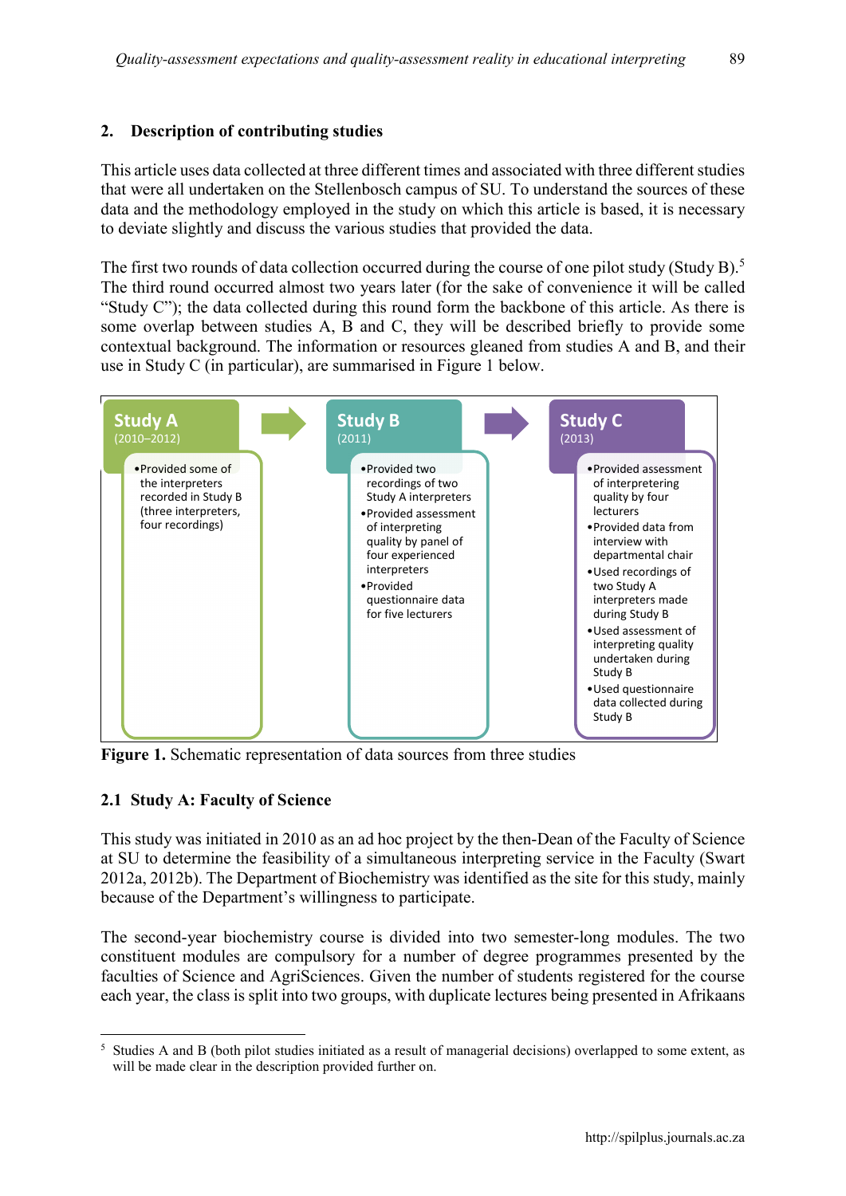## 2. Description of contributing studies

This article uses data collected at three different times and associated with three different studies that were all undertaken on the Stellenbosch campus of SU. To understand the sources of these data and the methodology employed in the study on which this article is based, it is necessary to deviate slightly and discuss the various studies that provided the data.

The first two rounds of data collection occurred during the course of one pilot study (Study B).[5] The third round occurred almost two years later (for the sake of convenience it will be called "Study C"); the data collected during this round form the backbone of this article. As there is some overlap between studies A, B and C, they will be described briefly to provide some contextual background. The information or resources gleaned from studies A and B, and their use in Study C (in particular), are summarised in Figure 1 below.

**Study A** (2010–2012)
- Provided some of the interpreters recorded in Study B (three interpreters, four recordings)

**Study B** (2011)
- Provided two recordings of two Study A interpreters
- Provided assessment of interpreting quality by panel of four experienced interpreters
- Provided questionnaire data for five lecturers

**Study C** (2013)
- Provided assessment of interpreting quality by four lecturers
- Provided data from interview with departmental chair
- Used recordings of two Study A interpreters made during Study B
- Used assessment of interpreting quality undertaken during Study B
- Used questionnaire data collected during Study B

**Figure 1.** Schematic representation of data sources from three studies

### 2.1 Study A: Faculty of Science

This study was initiated in 2010 as an ad hoc project by the then-Dean of the Faculty of Science at SU to determine the feasibility of a simultaneous interpreting service in the Faculty (Swart 2012a, 2012b). The Department of Biochemistry was identified as the site for this study, mainly because of the Department's willingness to participate.

The second-year biochemistry course is divided into two semester-long modules. The two constituent modules are compulsory for a number of degree programmes presented by the faculties of Science and AgriSciences. Given the number of students registered for the course each year, the class is split into two groups, with duplicate lectures being presented in Afrikaans

[5] Studies A and B (both pilot studies initiated as a result of managerial decisions) overlapped to some extent, as will be made clear in the description provided further on.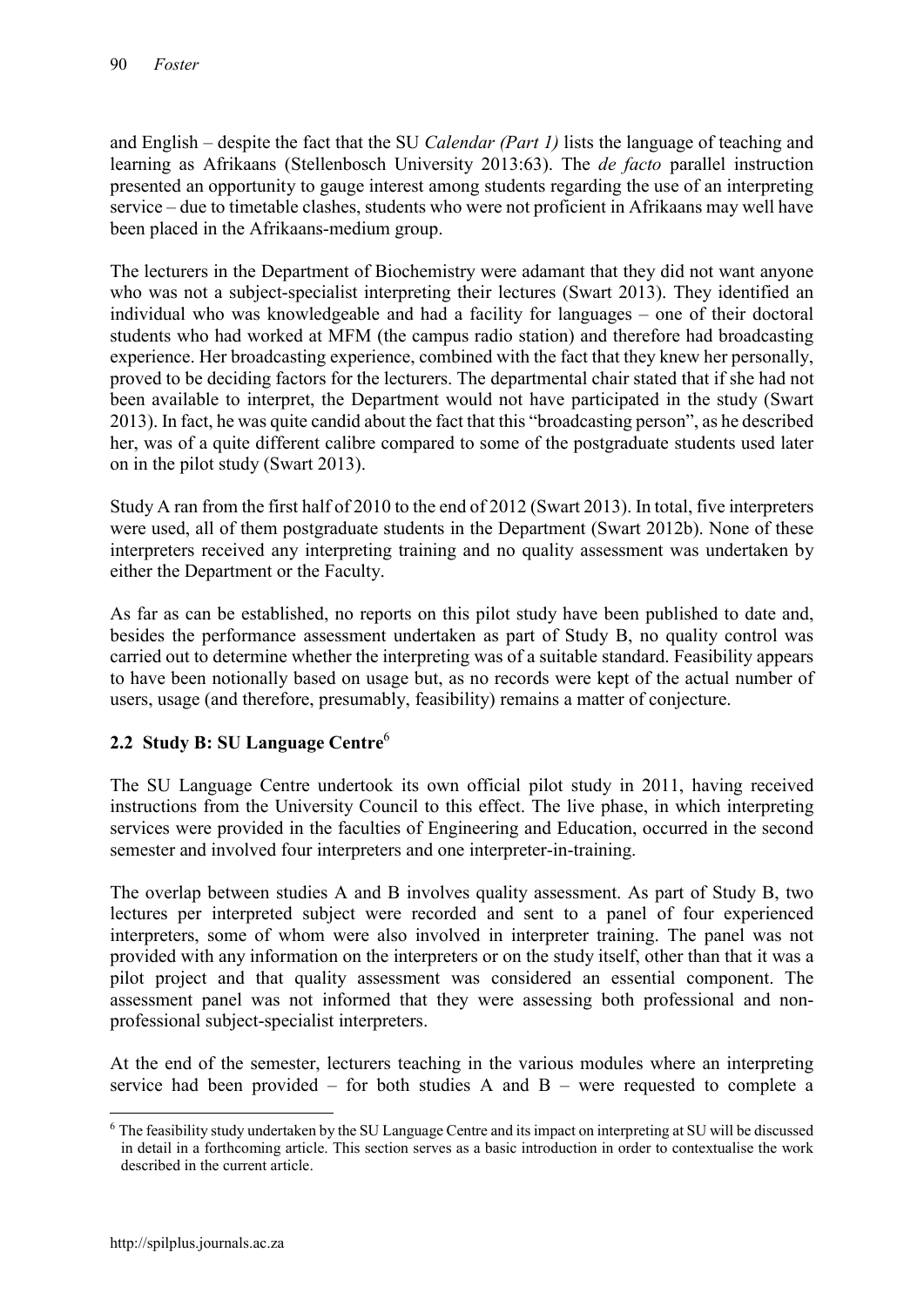and English – despite the fact that the SU *Calendar (Part 1)* lists the language of teaching and learning as Afrikaans (Stellenbosch University 2013:63). The *de facto* parallel instruction presented an opportunity to gauge interest among students regarding the use of an interpreting service – due to timetable clashes, students who were not proficient in Afrikaans may well have been placed in the Afrikaans-medium group.

The lecturers in the Department of Biochemistry were adamant that they did not want anyone who was not a subject-specialist interpreting their lectures (Swart 2013). They identified an individual who was knowledgeable and had a facility for languages – one of their doctoral students who had worked at MFM (the campus radio station) and therefore had broadcasting experience. Her broadcasting experience, combined with the fact that they knew her personally, proved to be deciding factors for the lecturers. The departmental chair stated that if she had not been available to interpret, the Department would not have participated in the study (Swart 2013). In fact, he was quite candid about the fact that this "broadcasting person", as he described her, was of a quite different calibre compared to some of the postgraduate students used later on in the pilot study (Swart 2013).

Study A ran from the first half of 2010 to the end of 2012 (Swart 2013). In total, five interpreters were used, all of them postgraduate students in the Department (Swart 2012b). None of these interpreters received any interpreting training and no quality assessment was undertaken by either the Department or the Faculty.

As far as can be established, no reports on this pilot study have been published to date and, besides the performance assessment undertaken as part of Study B, no quality control was carried out to determine whether the interpreting was of a suitable standard. Feasibility appears to have been notionally based on usage but, as no records were kept of the actual number of users, usage (and therefore, presumably, feasibility) remains a matter of conjecture.

### 2.2 Study B: SU Language Centre[6]

The SU Language Centre undertook its own official pilot study in 2011, having received instructions from the University Council to this effect. The live phase, in which interpreting services were provided in the faculties of Engineering and Education, occurred in the second semester and involved four interpreters and one interpreter-in-training.

The overlap between studies A and B involves quality assessment. As part of Study B, two lectures per interpreted subject were recorded and sent to a panel of four experienced interpreters, some of whom were also involved in interpreter training. The panel was not provided with any information on the interpreters or on the study itself, other than that it was a pilot project and that quality assessment was considered an essential component. The assessment panel was not informed that they were assessing both professional and non-professional subject-specialist interpreters.

At the end of the semester, lecturers teaching in the various modules where an interpreting service had been provided – for both studies A and B – were requested to complete a

[6] The feasibility study undertaken by the SU Language Centre and its impact on interpreting at SU will be discussed in detail in a forthcoming article. This section serves as a basic introduction in order to contextualise the work described in the current article.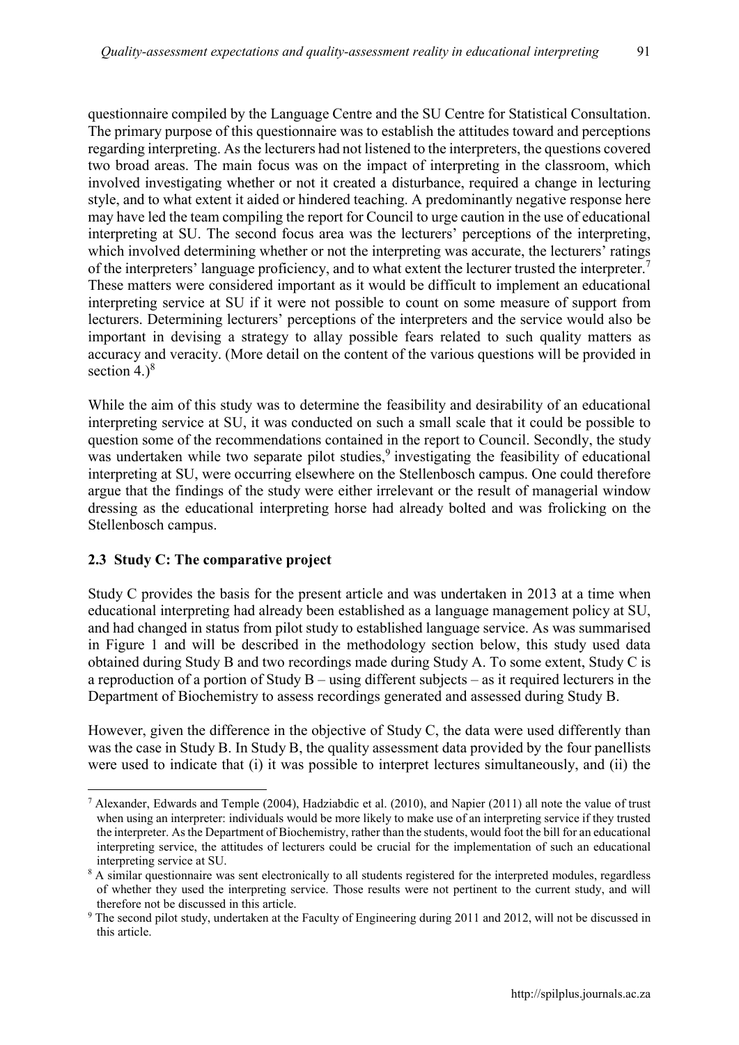questionnaire compiled by the Language Centre and the SU Centre for Statistical Consultation. The primary purpose of this questionnaire was to establish the attitudes toward and perceptions regarding interpreting. As the lecturers had not listened to the interpreters, the questions covered two broad areas. The main focus was on the impact of interpreting in the classroom, which involved investigating whether or not it created a disturbance, required a change in lecturing style, and to what extent it aided or hindered teaching. A predominantly negative response here may have led the team compiling the report for Council to urge caution in the use of educational interpreting at SU. The second focus area was the lecturers' perceptions of the interpreting, which involved determining whether or not the interpreting was accurate, the lecturers' ratings of the interpreters' language proficiency, and to what extent the lecturer trusted the interpreter.[7] These matters were considered important as it would be difficult to implement an educational interpreting service at SU if it were not possible to count on some measure of support from lecturers. Determining lecturers' perceptions of the interpreters and the service would also be important in devising a strategy to allay possible fears related to such quality matters as accuracy and veracity. (More detail on the content of the various questions will be provided in section 4.)[8]

While the aim of this study was to determine the feasibility and desirability of an educational interpreting service at SU, it was conducted on such a small scale that it could be possible to question some of the recommendations contained in the report to Council. Secondly, the study was undertaken while two separate pilot studies,[9] investigating the feasibility of educational interpreting at SU, were occurring elsewhere on the Stellenbosch campus. One could therefore argue that the findings of the study were either irrelevant or the result of managerial window dressing as the educational interpreting horse had already bolted and was frolicking on the Stellenbosch campus.

### 2.3 Study C: The comparative project

Study C provides the basis for the present article and was undertaken in 2013 at a time when educational interpreting had already been established as a language management policy at SU, and had changed in status from pilot study to established language service. As was summarised in Figure 1 and will be described in the methodology section below, this study used data obtained during Study B and two recordings made during Study A. To some extent, Study C is a reproduction of a portion of Study B – using different subjects – as it required lecturers in the Department of Biochemistry to assess recordings generated and assessed during Study B.

However, given the difference in the objective of Study C, the data were used differently than was the case in Study B. In Study B, the quality assessment data provided by the four panellists were used to indicate that (i) it was possible to interpret lectures simultaneously, and (ii) the

---

[7] Alexander, Edwards and Temple (2004), Hadziabdic et al. (2010), and Napier (2011) all note the value of trust when using an interpreter: individuals would be more likely to make use of an interpreting service if they trusted the interpreter. As the Department of Biochemistry, rather than the students, would foot the bill for an educational interpreting service, the attitudes of lecturers could be crucial for the implementation of such an educational interpreting service at SU.

[8] A similar questionnaire was sent electronically to all students registered for the interpreted modules, regardless of whether they used the interpreting service. Those results were not pertinent to the current study, and will therefore not be discussed in this article.

[9] The second pilot study, undertaken at the Faculty of Engineering during 2011 and 2012, will not be discussed in this article.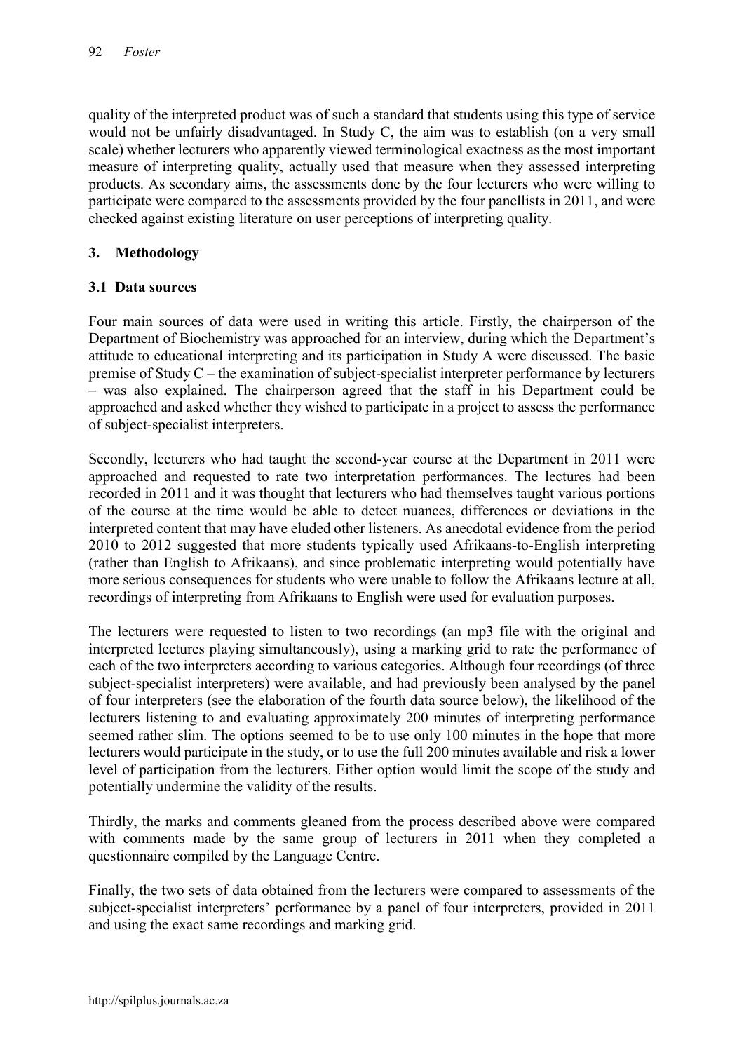quality of the interpreted product was of such a standard that students using this type of service would not be unfairly disadvantaged. In Study C, the aim was to establish (on a very small scale) whether lecturers who apparently viewed terminological exactness as the most important measure of interpreting quality, actually used that measure when they assessed interpreting products. As secondary aims, the assessments done by the four lecturers who were willing to participate were compared to the assessments provided by the four panellists in 2011, and were checked against existing literature on user perceptions of interpreting quality.

## 3. Methodology

### 3.1 Data sources

Four main sources of data were used in writing this article. Firstly, the chairperson of the Department of Biochemistry was approached for an interview, during which the Department's attitude to educational interpreting and its participation in Study A were discussed. The basic premise of Study C – the examination of subject-specialist interpreter performance by lecturers – was also explained. The chairperson agreed that the staff in his Department could be approached and asked whether they wished to participate in a project to assess the performance of subject-specialist interpreters.

Secondly, lecturers who had taught the second-year course at the Department in 2011 were approached and requested to rate two interpretation performances. The lectures had been recorded in 2011 and it was thought that lecturers who had themselves taught various portions of the course at the time would be able to detect nuances, differences or deviations in the interpreted content that may have eluded other listeners. As anecdotal evidence from the period 2010 to 2012 suggested that more students typically used Afrikaans-to-English interpreting (rather than English to Afrikaans), and since problematic interpreting would potentially have more serious consequences for students who were unable to follow the Afrikaans lecture at all, recordings of interpreting from Afrikaans to English were used for evaluation purposes.

The lecturers were requested to listen to two recordings (an mp3 file with the original and interpreted lectures playing simultaneously), using a marking grid to rate the performance of each of the two interpreters according to various categories. Although four recordings (of three subject-specialist interpreters) were available, and had previously been analysed by the panel of four interpreters (see the elaboration of the fourth data source below), the likelihood of the lecturers listening to and evaluating approximately 200 minutes of interpreting performance seemed rather slim. The options seemed to be to use only 100 minutes in the hope that more lecturers would participate in the study, or to use the full 200 minutes available and risk a lower level of participation from the lecturers. Either option would limit the scope of the study and potentially undermine the validity of the results.

Thirdly, the marks and comments gleaned from the process described above were compared with comments made by the same group of lecturers in 2011 when they completed a questionnaire compiled by the Language Centre.

Finally, the two sets of data obtained from the lecturers were compared to assessments of the subject-specialist interpreters' performance by a panel of four interpreters, provided in 2011 and using the exact same recordings and marking grid.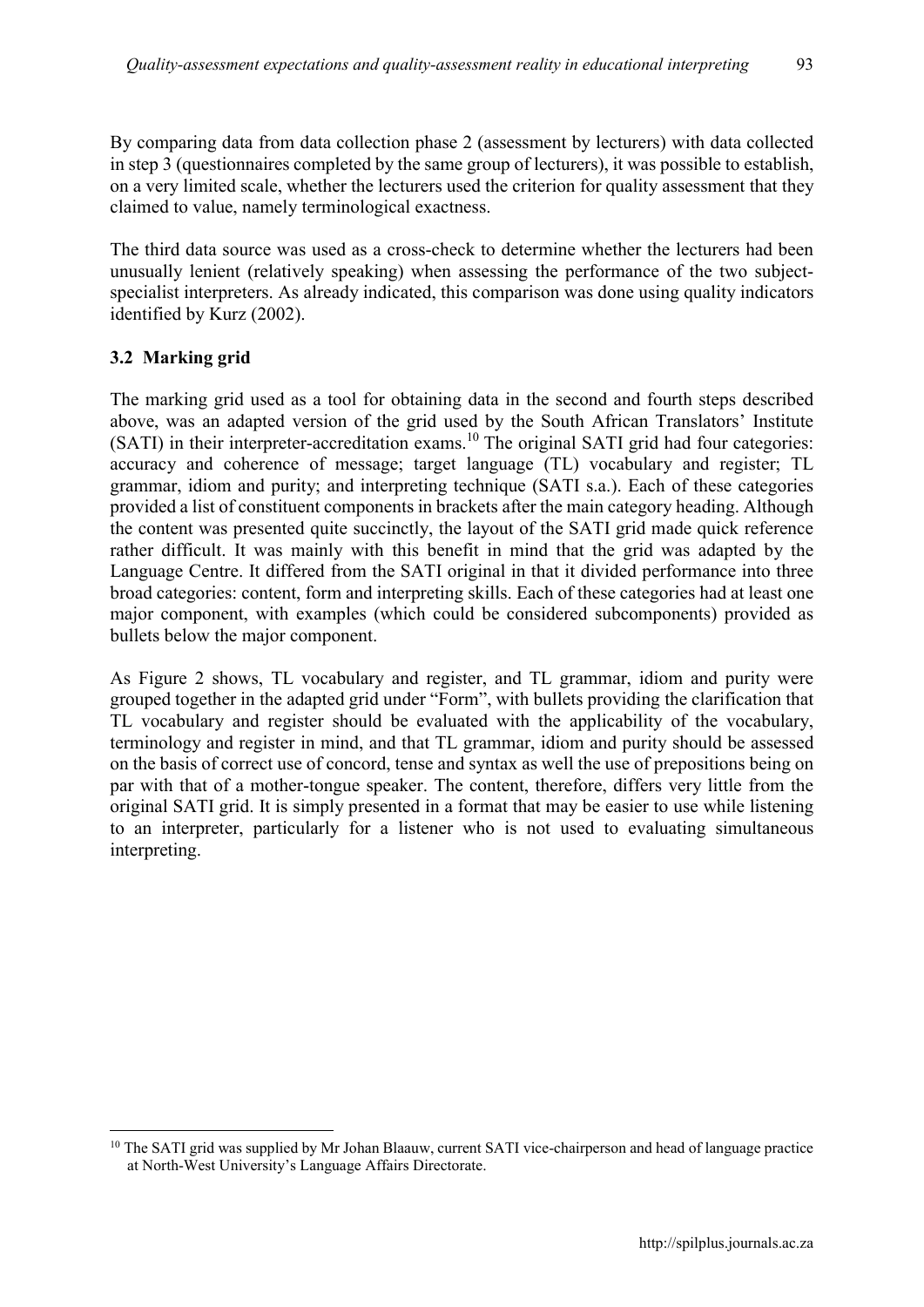By comparing data from data collection phase 2 (assessment by lecturers) with data collected in step 3 (questionnaires completed by the same group of lecturers), it was possible to establish, on a very limited scale, whether the lecturers used the criterion for quality assessment that they claimed to value, namely terminological exactness.

The third data source was used as a cross-check to determine whether the lecturers had been unusually lenient (relatively speaking) when assessing the performance of the two subject-specialist interpreters. As already indicated, this comparison was done using quality indicators identified by Kurz (2002).

### 3.2 Marking grid

The marking grid used as a tool for obtaining data in the second and fourth steps described above, was an adapted version of the grid used by the South African Translators' Institute (SATI) in their interpreter-accreditation exams.[10] The original SATI grid had four categories: accuracy and coherence of message; target language (TL) vocabulary and register; TL grammar, idiom and purity; and interpreting technique (SATI s.a.). Each of these categories provided a list of constituent components in brackets after the main category heading. Although the content was presented quite succinctly, the layout of the SATI grid made quick reference rather difficult. It was mainly with this benefit in mind that the grid was adapted by the Language Centre. It differed from the SATI original in that it divided performance into three broad categories: content, form and interpreting skills. Each of these categories had at least one major component, with examples (which could be considered subcomponents) provided as bullets below the major component.

As Figure 2 shows, TL vocabulary and register, and TL grammar, idiom and purity were grouped together in the adapted grid under "Form", with bullets providing the clarification that TL vocabulary and register should be evaluated with the applicability of the vocabulary, terminology and register in mind, and that TL grammar, idiom and purity should be assessed on the basis of correct use of concord, tense and syntax as well the use of prepositions being on par with that of a mother-tongue speaker. The content, therefore, differs very little from the original SATI grid. It is simply presented in a format that may be easier to use while listening to an interpreter, particularly for a listener who is not used to evaluating simultaneous interpreting.

---

[10] The SATI grid was supplied by Mr Johan Blaauw, current SATI vice-chairperson and head of language practice at North-West University's Language Affairs Directorate.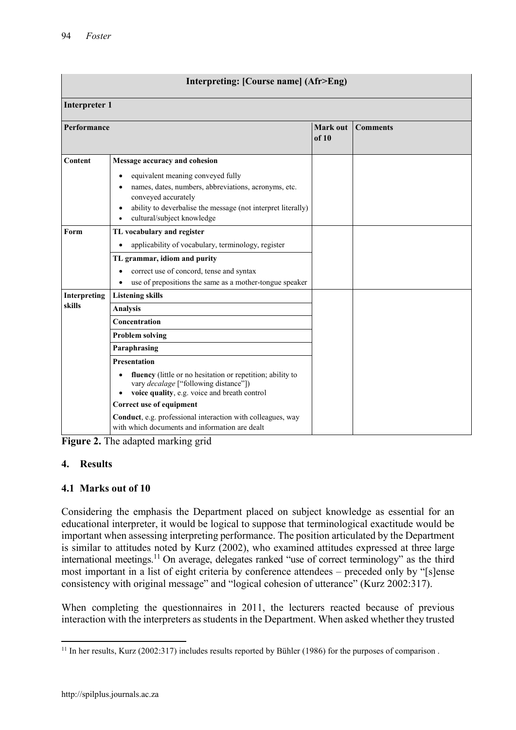| Interpreting: [Course name] (Afr>Eng) | | | |
|---|---|---|---|
| **Interpreter 1** | | | |
| **Performance** | | **Mark out of 10** | **Comments** |
| **Content** | **Message accuracy and cohesion**<br>• equivalent meaning conveyed fully<br>• names, dates, numbers, abbreviations, acronyms, etc. conveyed accurately<br>• ability to deverbalise the message (not interpret literally)<br>• cultural/subject knowledge | | |
| **Form** | **TL vocabulary and register**<br>• applicability of vocabulary, terminology, register | | |
| | **TL grammar, idiom and purity**<br>• correct use of concord, tense and syntax<br>• use of prepositions the same as a mother-tongue speaker | | |
| **Interpreting skills** | **Listening skills** | | |
| | **Analysis** | | |
| | **Concentration** | | |
| | **Problem solving** | | |
| | **Paraphrasing** | | |
| | **Presentation**<br>• **fluency** (little or no hesitation or repetition; ability to vary *decalage* ["following distance"])<br>• **voice quality**, e.g. voice and breath control | | |
| | **Correct use of equipment** | | |
| | **Conduct**, e.g. professional interaction with colleagues, way with which documents and information are dealt | | |

**Figure 2.** The adapted marking grid

## 4. Results

### 4.1 Marks out of 10

Considering the emphasis the Department placed on subject knowledge as essential for an educational interpreter, it would be logical to suppose that terminological exactitude would be important when assessing interpreting performance. The position articulated by the Department is similar to attitudes noted by Kurz (2002), who examined attitudes expressed at three large international meetings.[11] On average, delegates ranked "use of correct terminology" as the third most important in a list of eight criteria by conference attendees – preceded only by "[s]ense consistency with original message" and "logical cohesion of utterance" (Kurz 2002:317).

When completing the questionnaires in 2011, the lecturers reacted because of previous interaction with the interpreters as students in the Department. When asked whether they trusted

[11] In her results, Kurz (2002:317) includes results reported by Bühler (1986) for the purposes of comparison .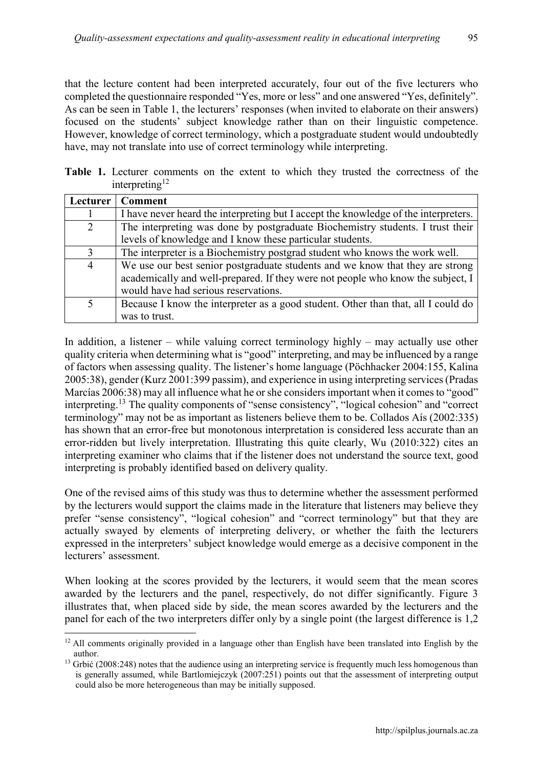that the lecture content had been interpreted accurately, four out of the five lecturers who completed the questionnaire responded "Yes, more or less" and one answered "Yes, definitely". As can be seen in Table 1, the lecturers' responses (when invited to elaborate on their answers) focused on the students' subject knowledge rather than on their linguistic competence. However, knowledge of correct terminology, which a postgraduate student would undoubtedly have, may not translate into use of correct terminology while interpreting.

**Table 1.** Lecturer comments on the extent to which they trusted the correctness of the interpreting[12]

| Lecturer | Comment |
|---|---|
| 1 | I have never heard the interpreting but I accept the knowledge of the interpreters. |
| 2 | The interpreting was done by postgraduate Biochemistry students. I trust their levels of knowledge and I know these particular students. |
| 3 | The interpreter is a Biochemistry postgrad student who knows the work well. |
| 4 | We use our best senior postgraduate students and we know that they are strong academically and well-prepared. If they were not people who know the subject, I would have had serious reservations. |
| 5 | Because I know the interpreter as a good student. Other than that, all I could do was to trust. |

In addition, a listener – while valuing correct terminology highly – may actually use other quality criteria when determining what is "good" interpreting, and may be influenced by a range of factors when assessing quality. The listener's home language (Pöchhacker 2004:155, Kalina 2005:38), gender (Kurz 2001:399 passim), and experience in using interpreting services (Pradas Marcías 2006:38) may all influence what he or she considers important when it comes to "good" interpreting.[13] The quality components of "sense consistency", "logical cohesion" and "correct terminology" may not be as important as listeners believe them to be. Collados Aís (2002:335) has shown that an error-free but monotonous interpretation is considered less accurate than an error-ridden but lively interpretation. Illustrating this quite clearly, Wu (2010:322) cites an interpreting examiner who claims that if the listener does not understand the source text, good interpreting is probably identified based on delivery quality.

One of the revised aims of this study was thus to determine whether the assessment performed by the lecturers would support the claims made in the literature that listeners may believe they prefer "sense consistency", "logical cohesion" and "correct terminology" but that they are actually swayed by elements of interpreting delivery, or whether the faith the lecturers expressed in the interpreters' subject knowledge would emerge as a decisive component in the lecturers' assessment.

When looking at the scores provided by the lecturers, it would seem that the mean scores awarded by the lecturers and the panel, respectively, do not differ significantly. Figure 3 illustrates that, when placed side by side, the mean scores awarded by the lecturers and the panel for each of the two interpreters differ only by a single point (the largest difference is 1,2

[12] All comments originally provided in a language other than English have been translated into English by the author.

[13] Grbić (2008:248) notes that the audience using an interpreting service is frequently much less homogenous than is generally assumed, while Bartlomiejczyk (2007:251) points out that the assessment of interpreting output could also be more heterogeneous than may be initially supposed.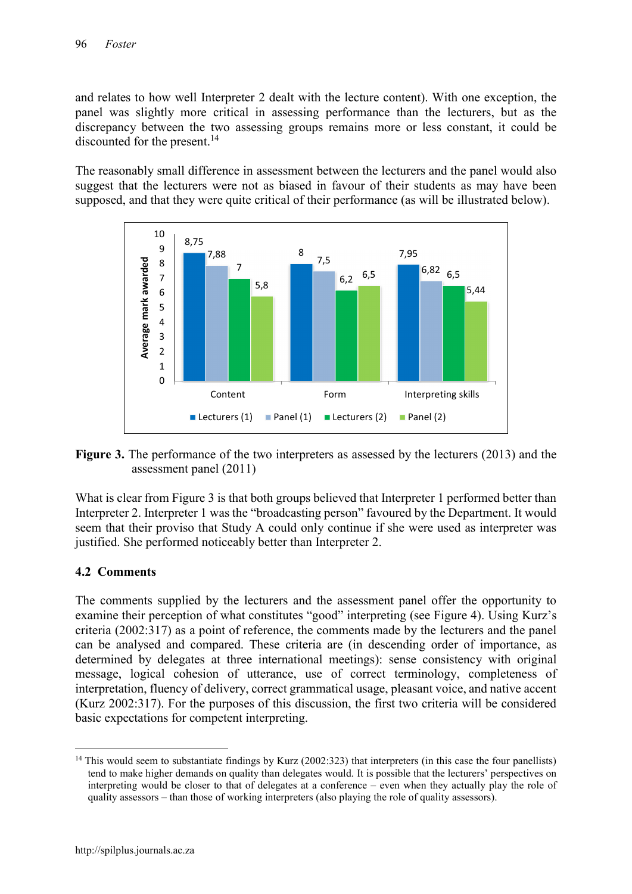and relates to how well Interpreter 2 dealt with the lecture content). With one exception, the panel was slightly more critical in assessing performance than the lecturers, but as the discrepancy between the two assessing groups remains more or less constant, it could be discounted for the present.[14]

The reasonably small difference in assessment between the lecturers and the panel would also suggest that the lecturers were not as biased in favour of their students as may have been supposed, and that they were quite critical of their performance (as will be illustrated below).

| | Lecturers (1) | Panel (1) | Lecturers (2) | Panel (2) |
|---|---|---|---|---|
| Content | 8,75 | 7,88 | 7 | 5,8 |
| Form | 8 | 7,5 | 6,2 | 6,5 |
| Interpreting skills | 7,95 | 6,82 | 6,5 | 5,44 |

**Figure 3.** The performance of the two interpreters as assessed by the lecturers (2013) and the assessment panel (2011)

What is clear from Figure 3 is that both groups believed that Interpreter 1 performed better than Interpreter 2. Interpreter 1 was the "broadcasting person" favoured by the Department. It would seem that their proviso that Study A could only continue if she were used as interpreter was justified. She performed noticeably better than Interpreter 2.

### 4.2 Comments

The comments supplied by the lecturers and the assessment panel offer the opportunity to examine their perception of what constitutes "good" interpreting (see Figure 4). Using Kurz's criteria (2002:317) as a point of reference, the comments made by the lecturers and the panel can be analysed and compared. These criteria are (in descending order of importance, as determined by delegates at three international meetings): sense consistency with original message, logical cohesion of utterance, use of correct terminology, completeness of interpretation, fluency of delivery, correct grammatical usage, pleasant voice, and native accent (Kurz 2002:317). For the purposes of this discussion, the first two criteria will be considered basic expectations for competent interpreting.

[14] This would seem to substantiate findings by Kurz (2002:323) that interpreters (in this case the four panellists) tend to make higher demands on quality than delegates would. It is possible that the lecturers' perspectives on interpreting would be closer to that of delegates at a conference – even when they actually play the role of quality assessors – than those of working interpreters (also playing the role of quality assessors).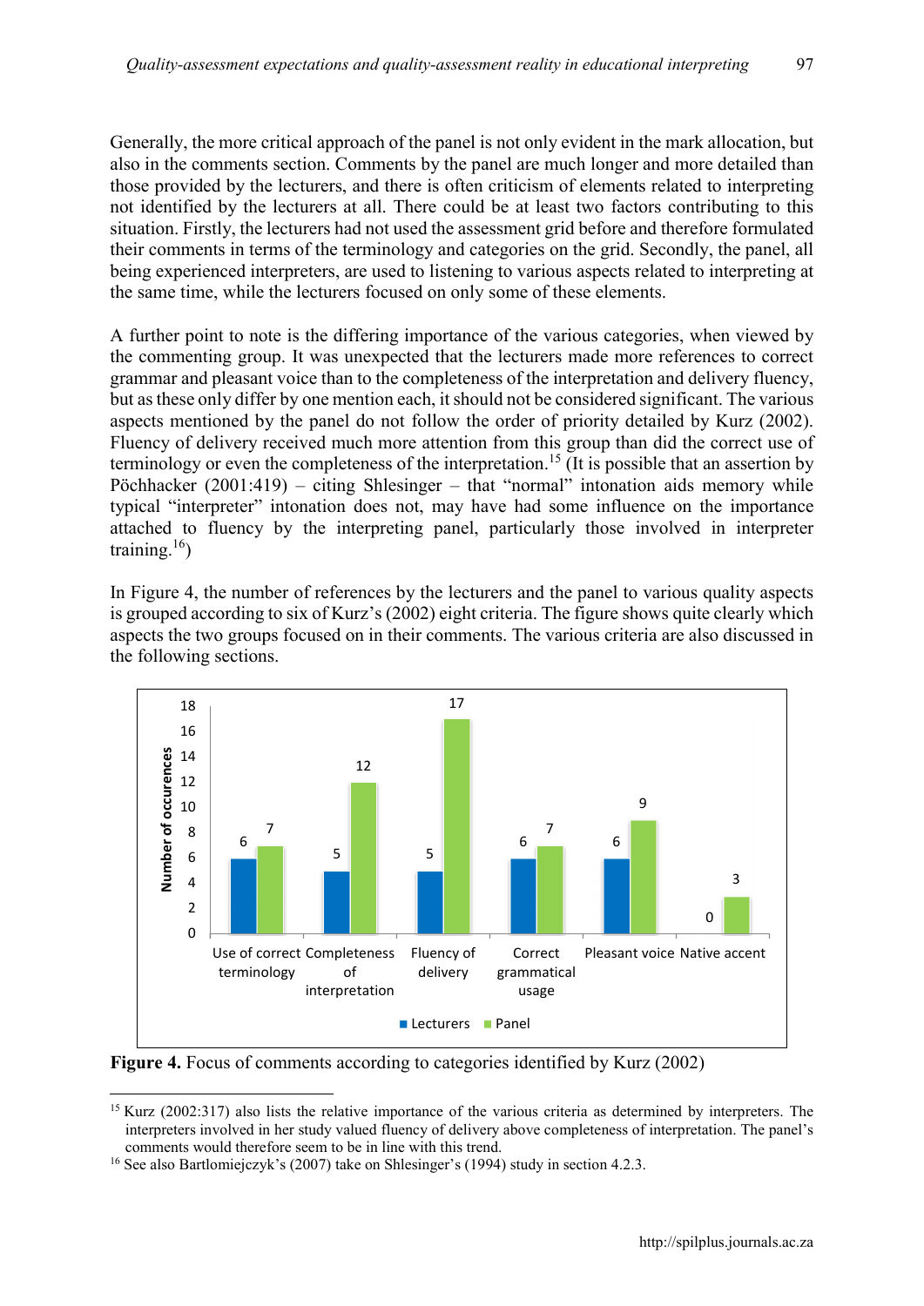Generally, the more critical approach of the panel is not only evident in the mark allocation, but also in the comments section. Comments by the panel are much longer and more detailed than those provided by the lecturers, and there is often criticism of elements related to interpreting not identified by the lecturers at all. There could be at least two factors contributing to this situation. Firstly, the lecturers had not used the assessment grid before and therefore formulated their comments in terms of the terminology and categories on the grid. Secondly, the panel, all being experienced interpreters, are used to listening to various aspects related to interpreting at the same time, while the lecturers focused on only some of these elements.

A further point to note is the differing importance of the various categories, when viewed by the commenting group. It was unexpected that the lecturers made more references to correct grammar and pleasant voice than to the completeness of the interpretation and delivery fluency, but as these only differ by one mention each, it should not be considered significant. The various aspects mentioned by the panel do not follow the order of priority detailed by Kurz (2002). Fluency of delivery received much more attention from this group than did the correct use of terminology or even the completeness of the interpretation.[15] (It is possible that an assertion by Pöchhacker (2001:419) – citing Shlesinger – that "normal" intonation aids memory while typical "interpreter" intonation does not, may have had some influence on the importance attached to fluency by the interpreting panel, particularly those involved in interpreter training.[16])

In Figure 4, the number of references by the lecturers and the panel to various quality aspects is grouped according to six of Kurz's (2002) eight criteria. The figure shows quite clearly which aspects the two groups focused on in their comments. The various criteria are also discussed in the following sections.

| Criterion | Lecturers | Panel |
|---|---|---|
| Use of correct terminology | 6 | 7 |
| Completeness of interpretation | 5 | 12 |
| Fluency of delivery | 5 | 17 |
| Correct grammatical usage | 6 | 7 |
| Pleasant voice | 6 | 9 |
| Native accent | 0 | 3 |

**Figure 4.** Focus of comments according to categories identified by Kurz (2002)

[15] Kurz (2002:317) also lists the relative importance of the various criteria as determined by interpreters. The interpreters involved in her study valued fluency of delivery above completeness of interpretation. The panel's comments would therefore seem to be in line with this trend.

[16] See also Bartlomiejczyk's (2007) take on Shlesinger's (1994) study in section 4.2.3.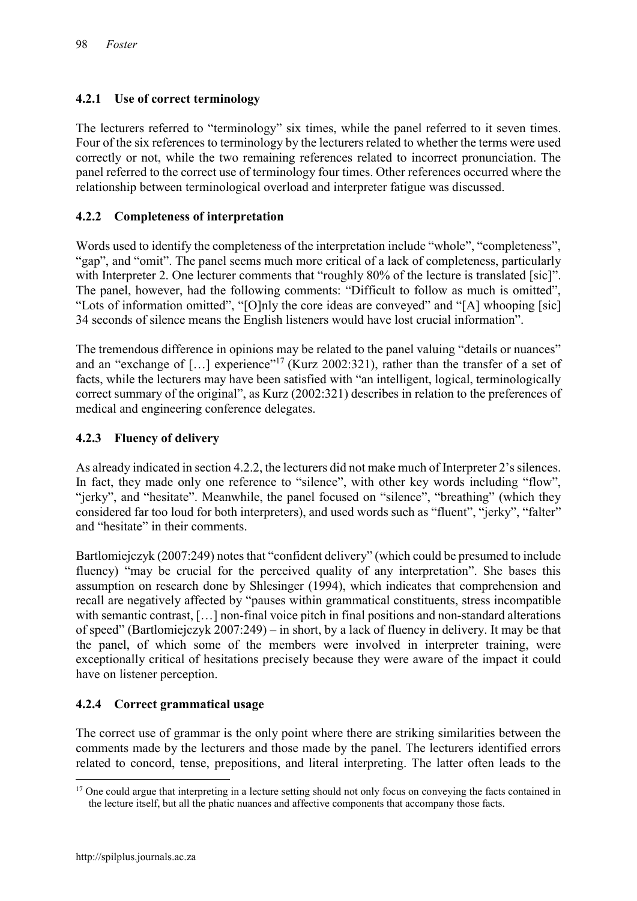### 4.2.1 Use of correct terminology

The lecturers referred to "terminology" six times, while the panel referred to it seven times. Four of the six references to terminology by the lecturers related to whether the terms were used correctly or not, while the two remaining references related to incorrect pronunciation. The panel referred to the correct use of terminology four times. Other references occurred where the relationship between terminological overload and interpreter fatigue was discussed.

### 4.2.2 Completeness of interpretation

Words used to identify the completeness of the interpretation include "whole", "completeness", "gap", and "omit". The panel seems much more critical of a lack of completeness, particularly with Interpreter 2. One lecturer comments that "roughly 80% of the lecture is translated [sic]". The panel, however, had the following comments: "Difficult to follow as much is omitted", "Lots of information omitted", "[O]nly the core ideas are conveyed" and "[A] whooping [sic] 34 seconds of silence means the English listeners would have lost crucial information".

The tremendous difference in opinions may be related to the panel valuing "details or nuances" and an "exchange of […] experience"[17] (Kurz 2002:321), rather than the transfer of a set of facts, while the lecturers may have been satisfied with "an intelligent, logical, terminologically correct summary of the original", as Kurz (2002:321) describes in relation to the preferences of medical and engineering conference delegates.

### 4.2.3 Fluency of delivery

As already indicated in section 4.2.2, the lecturers did not make much of Interpreter 2's silences. In fact, they made only one reference to "silence", with other key words including "flow", "jerky", and "hesitate". Meanwhile, the panel focused on "silence", "breathing" (which they considered far too loud for both interpreters), and used words such as "fluent", "jerky", "falter" and "hesitate" in their comments.

Bartlomiejczyk (2007:249) notes that "confident delivery" (which could be presumed to include fluency) "may be crucial for the perceived quality of any interpretation". She bases this assumption on research done by Shlesinger (1994), which indicates that comprehension and recall are negatively affected by "pauses within grammatical constituents, stress incompatible with semantic contrast, […] non-final voice pitch in final positions and non-standard alterations of speed" (Bartlomiejczyk 2007:249) – in short, by a lack of fluency in delivery. It may be that the panel, of which some of the members were involved in interpreter training, were exceptionally critical of hesitations precisely because they were aware of the impact it could have on listener perception.

### 4.2.4 Correct grammatical usage

The correct use of grammar is the only point where there are striking similarities between the comments made by the lecturers and those made by the panel. The lecturers identified errors related to concord, tense, prepositions, and literal interpreting. The latter often leads to the

---

[17] One could argue that interpreting in a lecture setting should not only focus on conveying the facts contained in the lecture itself, but all the phatic nuances and affective components that accompany those facts.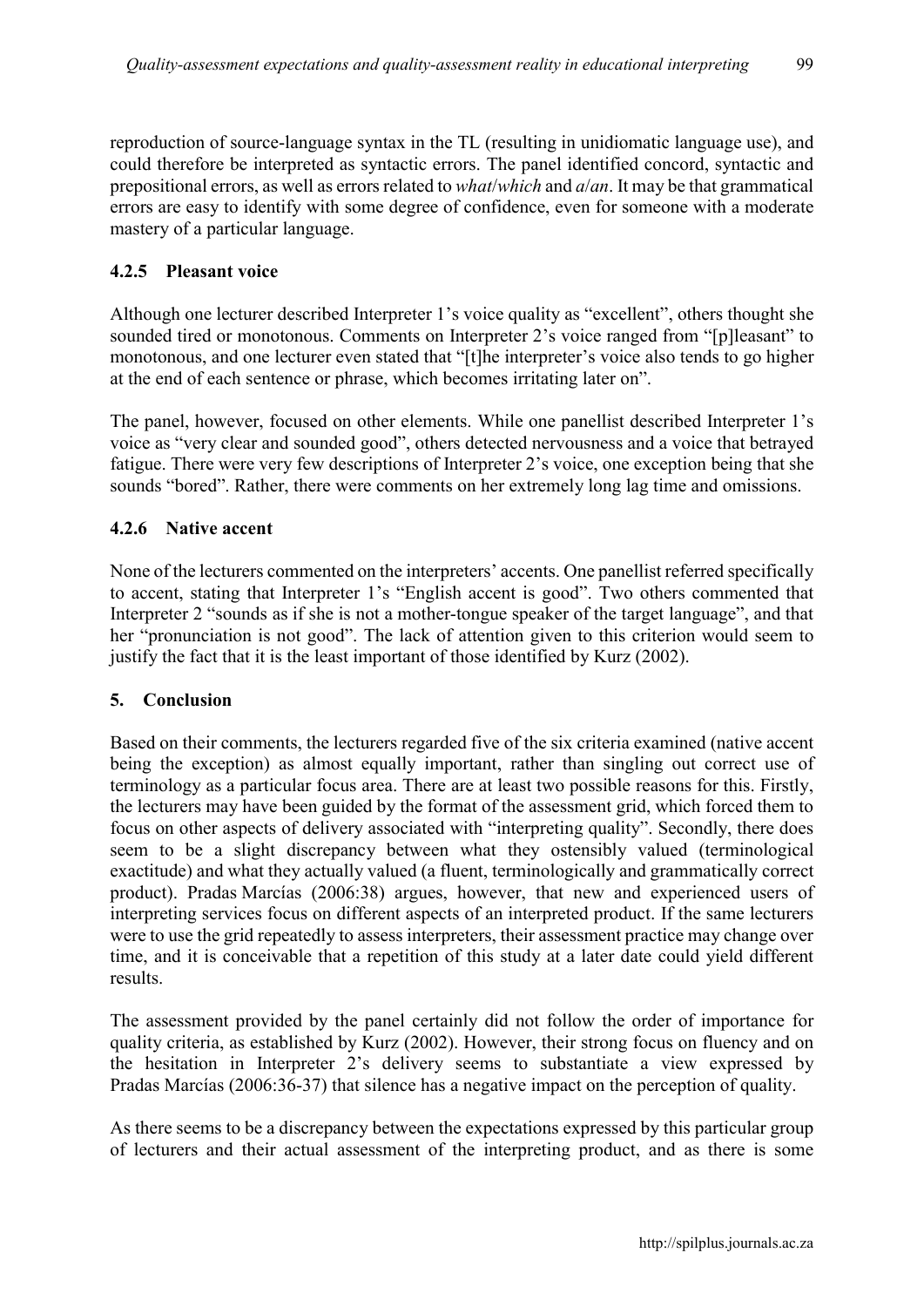reproduction of source-language syntax in the TL (resulting in unidiomatic language use), and could therefore be interpreted as syntactic errors. The panel identified concord, syntactic and prepositional errors, as well as errors related to *what*/*which* and *a*/*an*. It may be that grammatical errors are easy to identify with some degree of confidence, even for someone with a moderate mastery of a particular language.

### 4.2.5 Pleasant voice

Although one lecturer described Interpreter 1's voice quality as "excellent", others thought she sounded tired or monotonous. Comments on Interpreter 2's voice ranged from "[p]leasant" to monotonous, and one lecturer even stated that "[t]he interpreter's voice also tends to go higher at the end of each sentence or phrase, which becomes irritating later on".

The panel, however, focused on other elements. While one panellist described Interpreter 1's voice as "very clear and sounded good", others detected nervousness and a voice that betrayed fatigue. There were very few descriptions of Interpreter 2's voice, one exception being that she sounds "bored". Rather, there were comments on her extremely long lag time and omissions.

### 4.2.6 Native accent

None of the lecturers commented on the interpreters' accents. One panellist referred specifically to accent, stating that Interpreter 1's "English accent is good". Two others commented that Interpreter 2 "sounds as if she is not a mother-tongue speaker of the target language", and that her "pronunciation is not good". The lack of attention given to this criterion would seem to justify the fact that it is the least important of those identified by Kurz (2002).

## 5. Conclusion

Based on their comments, the lecturers regarded five of the six criteria examined (native accent being the exception) as almost equally important, rather than singling out correct use of terminology as a particular focus area. There are at least two possible reasons for this. Firstly, the lecturers may have been guided by the format of the assessment grid, which forced them to focus on other aspects of delivery associated with "interpreting quality". Secondly, there does seem to be a slight discrepancy between what they ostensibly valued (terminological exactitude) and what they actually valued (a fluent, terminologically and grammatically correct product). Pradas Marcías (2006:38) argues, however, that new and experienced users of interpreting services focus on different aspects of an interpreted product. If the same lecturers were to use the grid repeatedly to assess interpreters, their assessment practice may change over time, and it is conceivable that a repetition of this study at a later date could yield different results.

The assessment provided by the panel certainly did not follow the order of importance for quality criteria, as established by Kurz (2002). However, their strong focus on fluency and on the hesitation in Interpreter 2's delivery seems to substantiate a view expressed by Pradas Marcías (2006:36-37) that silence has a negative impact on the perception of quality.

As there seems to be a discrepancy between the expectations expressed by this particular group of lecturers and their actual assessment of the interpreting product, and as there is some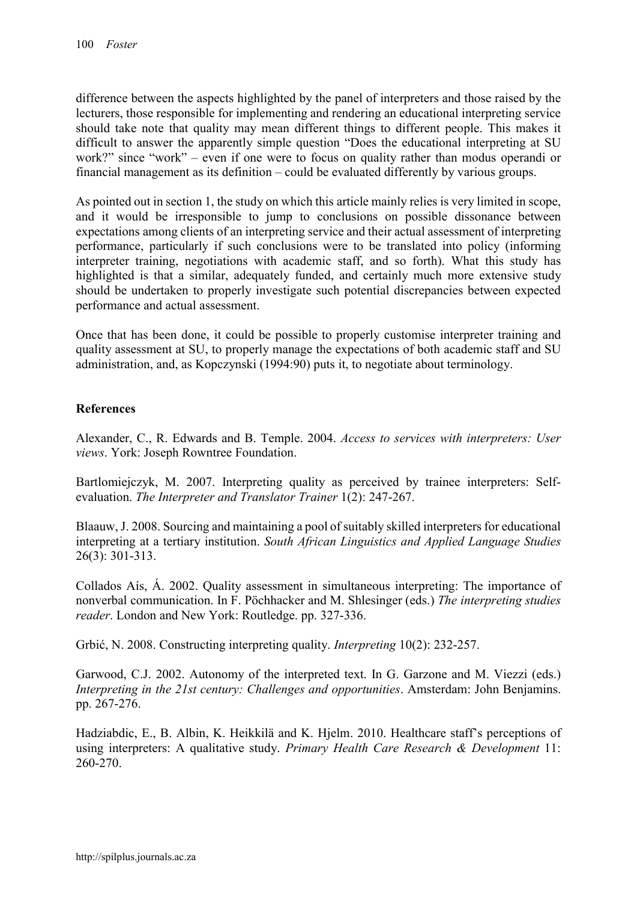difference between the aspects highlighted by the panel of interpreters and those raised by the lecturers, those responsible for implementing and rendering an educational interpreting service should take note that quality may mean different things to different people. This makes it difficult to answer the apparently simple question "Does the educational interpreting at SU work?" since "work" – even if one were to focus on quality rather than modus operandi or financial management as its definition – could be evaluated differently by various groups.

As pointed out in section 1, the study on which this article mainly relies is very limited in scope, and it would be irresponsible to jump to conclusions on possible dissonance between expectations among clients of an interpreting service and their actual assessment of interpreting performance, particularly if such conclusions were to be translated into policy (informing interpreter training, negotiations with academic staff, and so forth). What this study has highlighted is that a similar, adequately funded, and certainly much more extensive study should be undertaken to properly investigate such potential discrepancies between expected performance and actual assessment.

Once that has been done, it could be possible to properly customise interpreter training and quality assessment at SU, to properly manage the expectations of both academic staff and SU administration, and, as Kopczynski (1994:90) puts it, to negotiate about terminology.

## References

Alexander, C., R. Edwards and B. Temple. 2004. *Access to services with interpreters: User views*. York: Joseph Rowntree Foundation.

Bartlomiejczyk, M. 2007. Interpreting quality as perceived by trainee interpreters: Self-evaluation. *The Interpreter and Translator Trainer* 1(2): 247-267.

Blaauw, J. 2008. Sourcing and maintaining a pool of suitably skilled interpreters for educational interpreting at a tertiary institution. *South African Linguistics and Applied Language Studies* 26(3): 301-313.

Collados Aís, Á. 2002. Quality assessment in simultaneous interpreting: The importance of nonverbal communication. In F. Pöchhacker and M. Shlesinger (eds.) *The interpreting studies reader*. London and New York: Routledge. pp. 327-336.

Grbić, N. 2008. Constructing interpreting quality. *Interpreting* 10(2): 232-257.

Garwood, C.J. 2002. Autonomy of the interpreted text. In G. Garzone and M. Viezzi (eds.) *Interpreting in the 21st century: Challenges and opportunities*. Amsterdam: John Benjamins. pp. 267-276.

Hadziabdic, E., B. Albin, K. Heikkilä and K. Hjelm. 2010. Healthcare staff's perceptions of using interpreters: A qualitative study. *Primary Health Care Research & Development* 11: 260-270.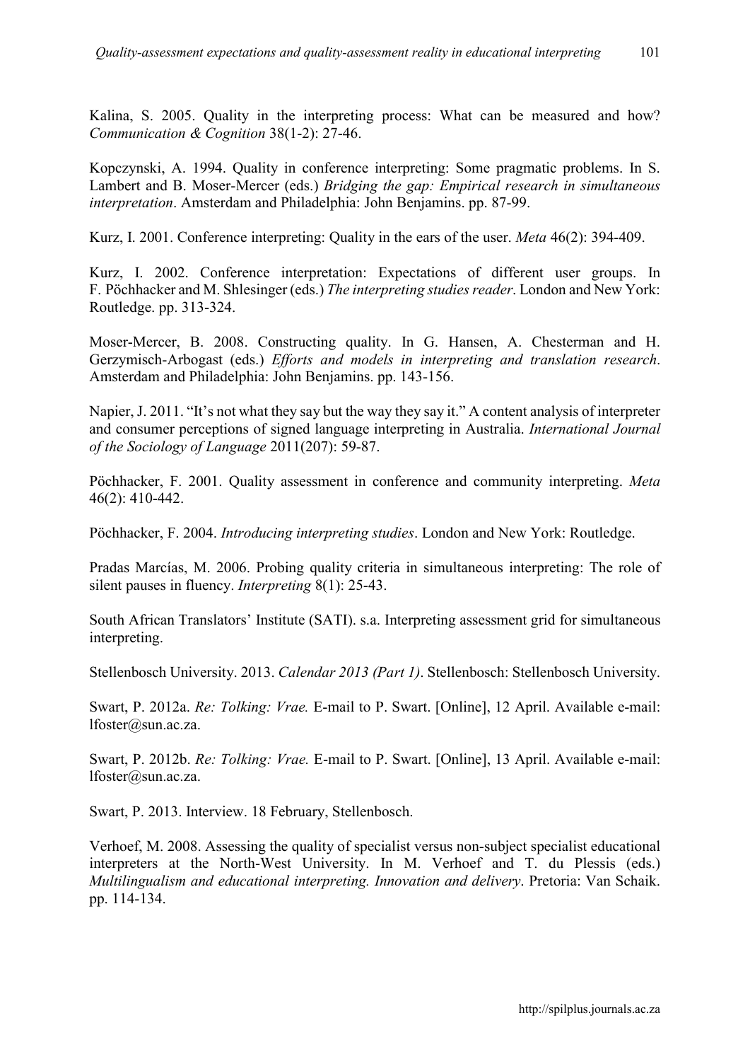Kalina, S. 2005. Quality in the interpreting process: What can be measured and how? *Communication & Cognition* 38(1-2): 27-46.

Kopczynski, A. 1994. Quality in conference interpreting: Some pragmatic problems. In S. Lambert and B. Moser-Mercer (eds.) *Bridging the gap: Empirical research in simultaneous interpretation*. Amsterdam and Philadelphia: John Benjamins. pp. 87-99.

Kurz, I. 2001. Conference interpreting: Quality in the ears of the user. *Meta* 46(2): 394-409.

Kurz, I. 2002. Conference interpretation: Expectations of different user groups. In F. Pöchhacker and M. Shlesinger (eds.) *The interpreting studies reader*. London and New York: Routledge. pp. 313-324.

Moser-Mercer, B. 2008. Constructing quality. In G. Hansen, A. Chesterman and H. Gerzymisch-Arbogast (eds.) *Efforts and models in interpreting and translation research*. Amsterdam and Philadelphia: John Benjamins. pp. 143-156.

Napier, J. 2011. "It's not what they say but the way they say it." A content analysis of interpreter and consumer perceptions of signed language interpreting in Australia. *International Journal of the Sociology of Language* 2011(207): 59-87.

Pöchhacker, F. 2001. Quality assessment in conference and community interpreting. *Meta* 46(2): 410-442.

Pöchhacker, F. 2004. *Introducing interpreting studies*. London and New York: Routledge.

Pradas Marcías, M. 2006. Probing quality criteria in simultaneous interpreting: The role of silent pauses in fluency. *Interpreting* 8(1): 25-43.

South African Translators' Institute (SATI). s.a. Interpreting assessment grid for simultaneous interpreting.

Stellenbosch University. 2013. *Calendar 2013 (Part 1)*. Stellenbosch: Stellenbosch University.

Swart, P. 2012a. *Re: Tolking: Vrae.* E-mail to P. Swart. [Online], 12 April. Available e-mail: lfoster@sun.ac.za.

Swart, P. 2012b. *Re: Tolking: Vrae.* E-mail to P. Swart. [Online], 13 April. Available e-mail: lfoster@sun.ac.za.

Swart, P. 2013. Interview. 18 February, Stellenbosch.

Verhoef, M. 2008. Assessing the quality of specialist versus non-subject specialist educational interpreters at the North-West University. In M. Verhoef and T. du Plessis (eds.) *Multilingualism and educational interpreting. Innovation and delivery*. Pretoria: Van Schaik. pp. 114-134.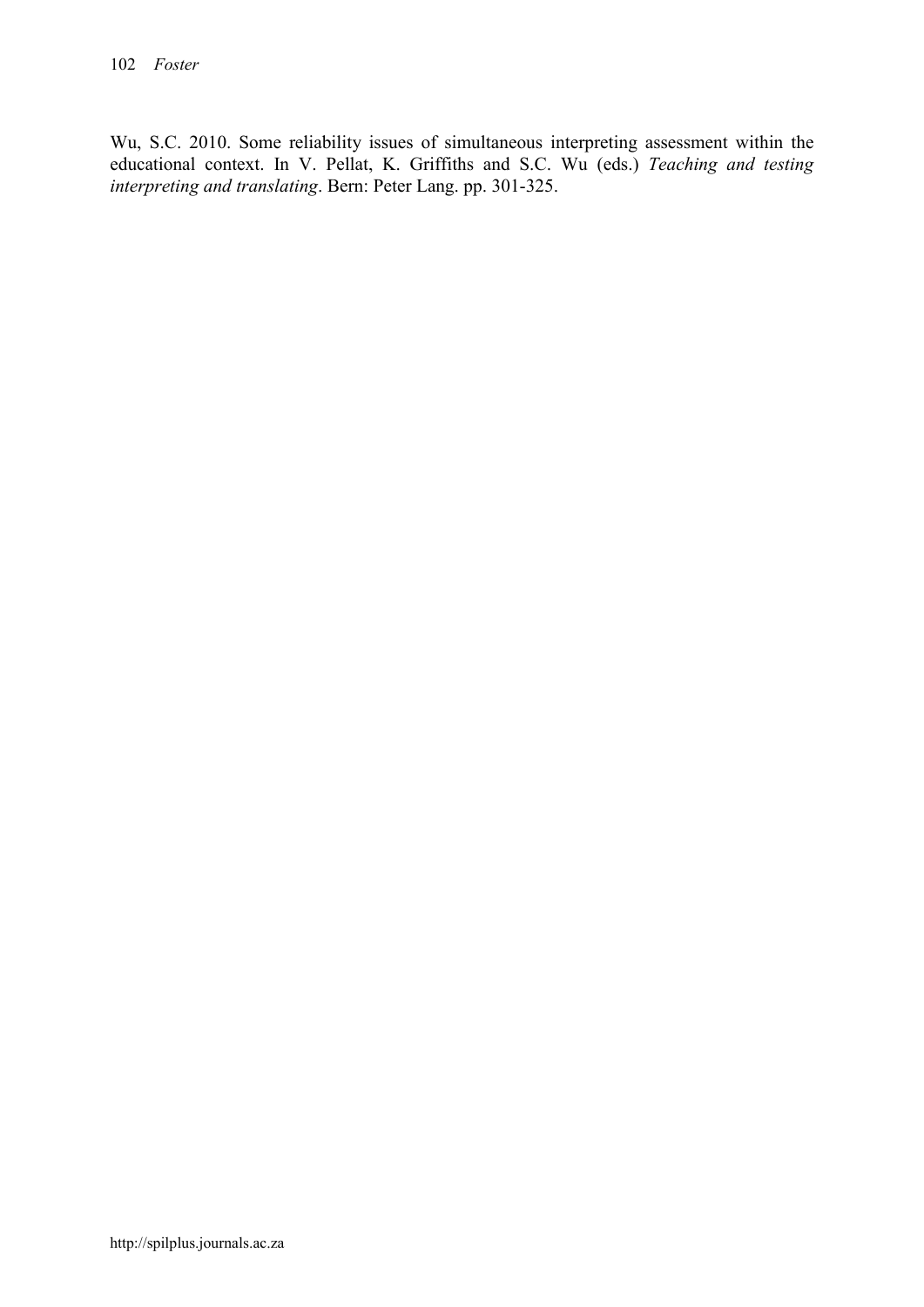Wu, S.C. 2010. Some reliability issues of simultaneous interpreting assessment within the educational context. In V. Pellat, K. Griffiths and S.C. Wu (eds.) *Teaching and testing interpreting and translating*. Bern: Peter Lang. pp. 301-325.